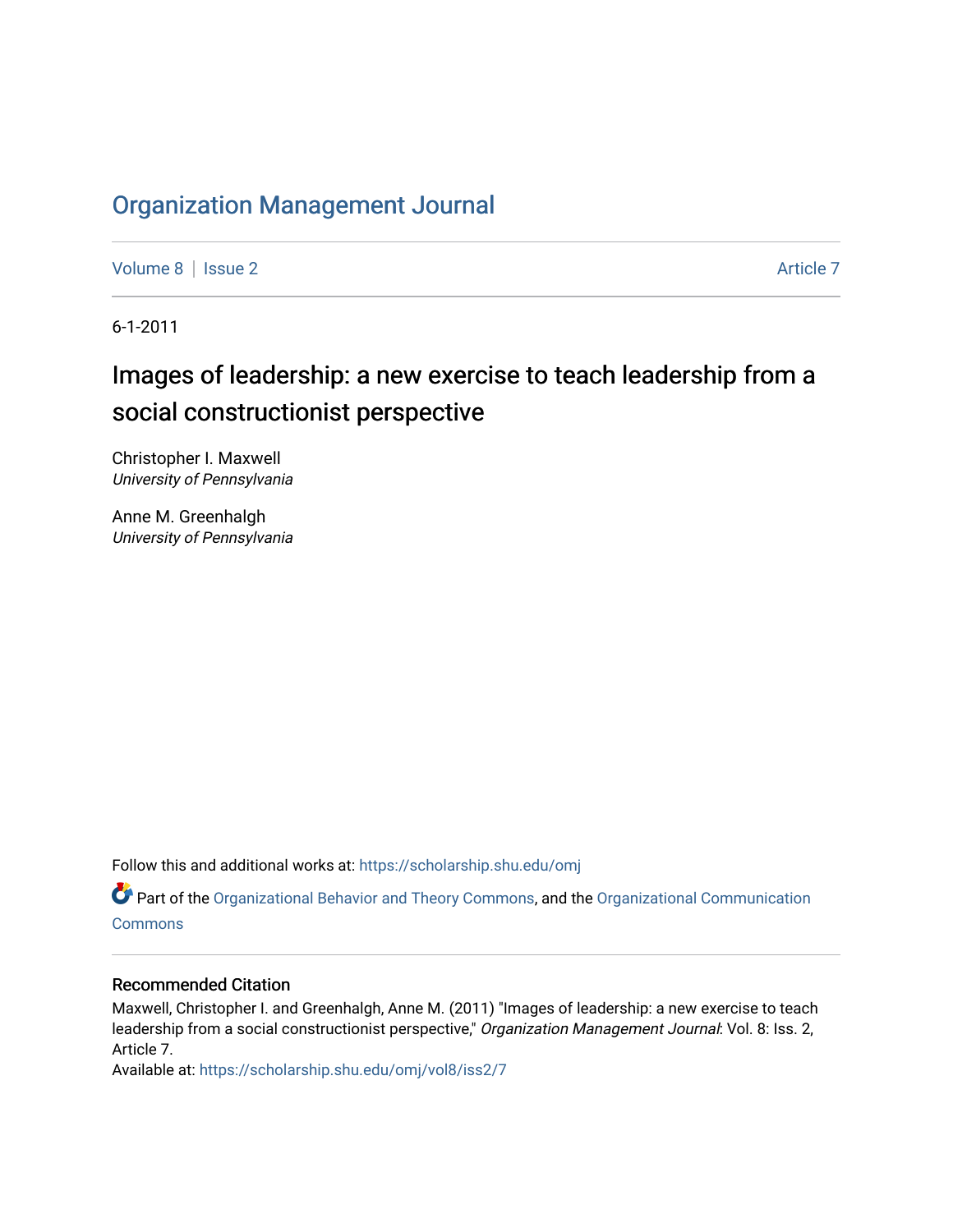# Organization Management Journal

Volume 8 | Issue 2 Article 7

6-1-2011

## Images of leadership: a new exercise to teach leadership from a social constructionist perspective

Christopher I. Maxwell
*University of Pennsylvania*

Anne M. Greenhalgh
*University of Pennsylvania*

Follow this and additional works at: https://scholarship.shu.edu/omj

Part of the Organizational Behavior and Theory Commons, and the Organizational Communication Commons

### Recommended Citation

Maxwell, Christopher I. and Greenhalgh, Anne M. (2011) "Images of leadership: a new exercise to teach leadership from a social constructionist perspective," *Organization Management Journal*: Vol. 8: Iss. 2, Article 7.
Available at: https://scholarship.shu.edu/omj/vol8/iss2/7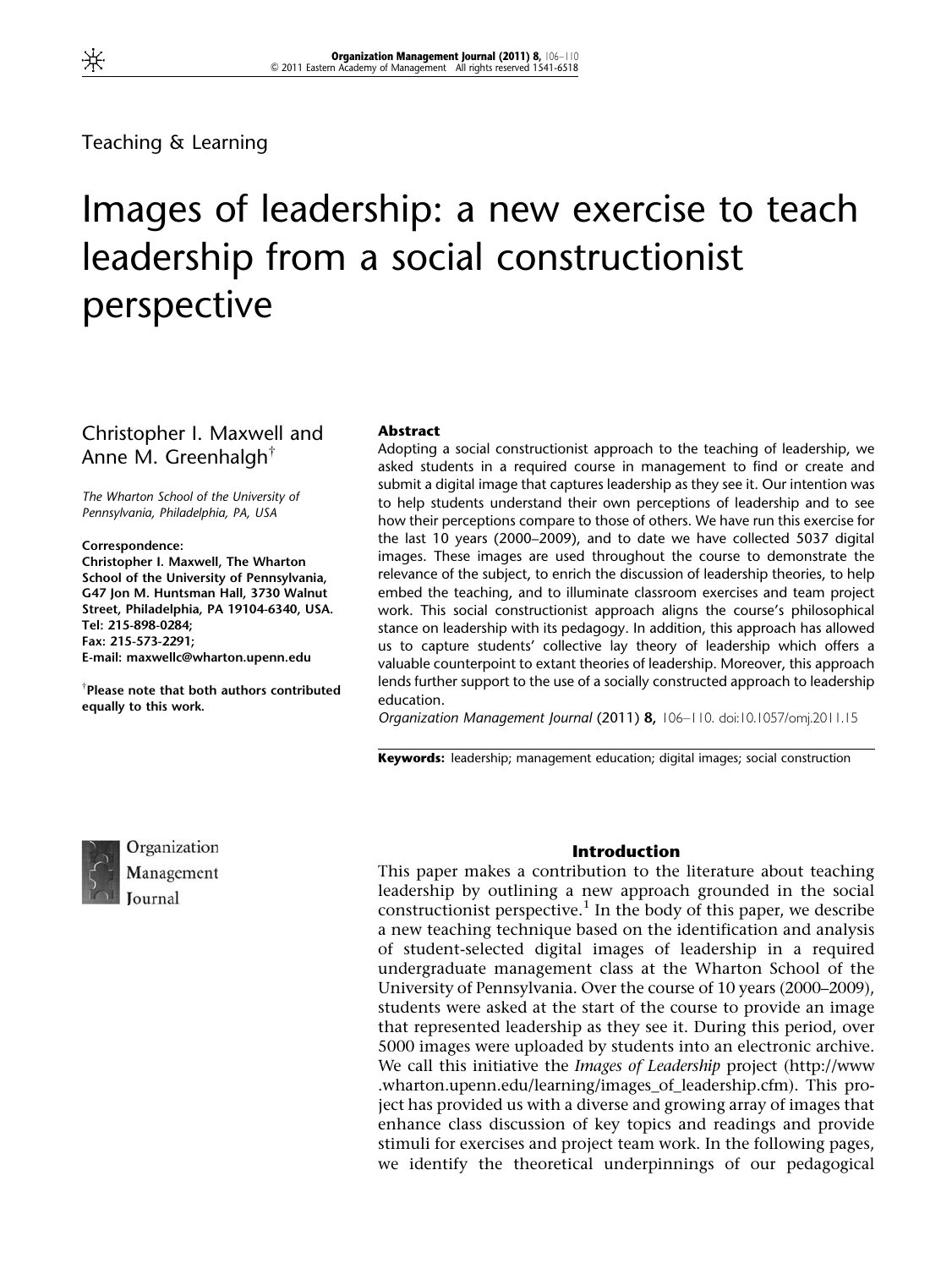Teaching & Learning

# Images of leadership: a new exercise to teach leadership from a social constructionist perspective

Christopher I. Maxwell and Anne M. Greenhalgh[†]

*The Wharton School of the University of Pennsylvania, Philadelphia, PA, USA*

**Correspondence:**
**Christopher I. Maxwell, The Wharton School of the University of Pennsylvania, G47 Jon M. Huntsman Hall, 3730 Walnut Street, Philadelphia, PA 19104-6340, USA.**
**Tel: 215-898-0284;**
**Fax: 215-573-2291;**
**E-mail: maxwellc@wharton.upenn.edu**

[†]**Please note that both authors contributed equally to this work.**

### Abstract

Adopting a social constructionist approach to the teaching of leadership, we asked students in a required course in management to find or create and submit a digital image that captures leadership as they see it. Our intention was to help students understand their own perceptions of leadership and to see how their perceptions compare to those of others. We have run this exercise for the last 10 years (2000–2009), and to date we have collected 5037 digital images. These images are used throughout the course to demonstrate the relevance of the subject, to enrich the discussion of leadership theories, to help embed the teaching, and to illuminate classroom exercises and team project work. This social constructionist approach aligns the course's philosophical stance on leadership with its pedagogy. In addition, this approach has allowed us to capture students' collective lay theory of leadership which offers a valuable counterpoint to extant theories of leadership. Moreover, this approach lends further support to the use of a socially constructed approach to leadership education.

*Organization Management Journal* (2011) **8,** 106–110. doi:10.1057/omj.2011.15

**Keywords:** leadership; management education; digital images; social construction

## Introduction

This paper makes a contribution to the literature about teaching leadership by outlining a new approach grounded in the social constructionist perspective.[1] In the body of this paper, we describe a new teaching technique based on the identification and analysis of student-selected digital images of leadership in a required undergraduate management class at the Wharton School of the University of Pennsylvania. Over the course of 10 years (2000–2009), students were asked at the start of the course to provide an image that represented leadership as they see it. During this period, over 5000 images were uploaded by students into an electronic archive. We call this initiative the *Images of Leadership* project (http://www.wharton.upenn.edu/learning/images_of_leadership.cfm). This project has provided us with a diverse and growing array of images that enhance class discussion of key topics and readings and provide stimuli for exercises and project team work. In the following pages, we identify the theoretical underpinnings of our pedagogical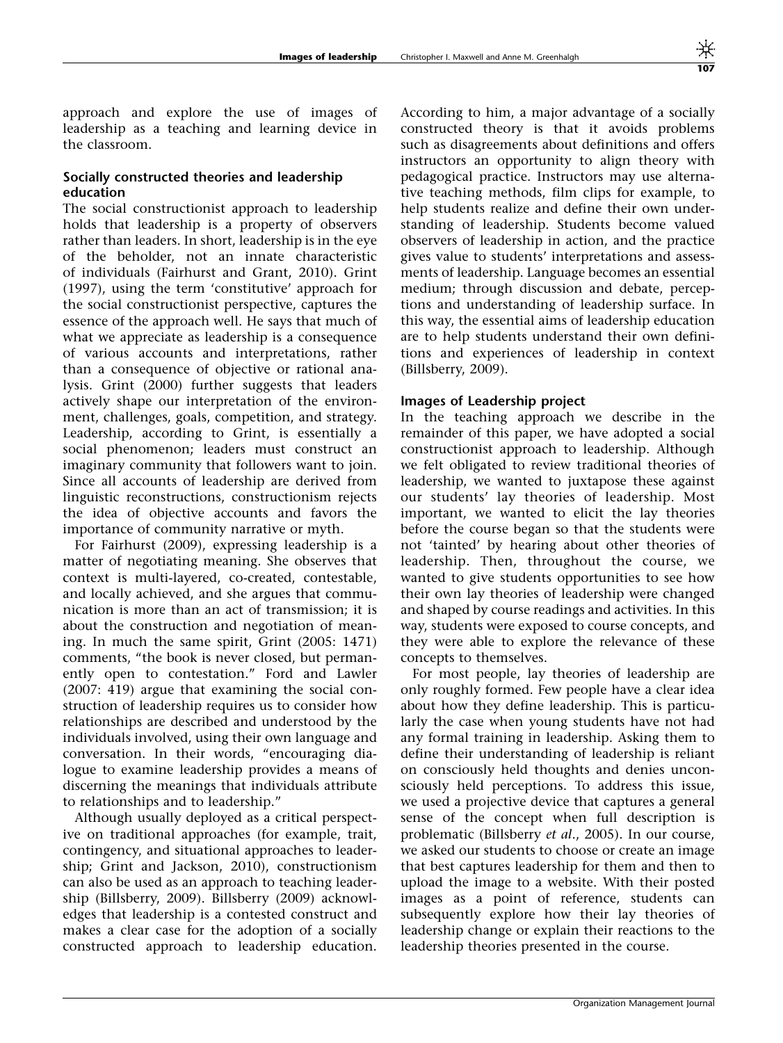approach and explore the use of images of leadership as a teaching and learning device in the classroom.

### Socially constructed theories and leadership education

The social constructionist approach to leadership holds that leadership is a property of observers rather than leaders. In short, leadership is in the eye of the beholder, not an innate characteristic of individuals (Fairhurst and Grant, 2010). Grint (1997), using the term 'constitutive' approach for the social constructionist perspective, captures the essence of the approach well. He says that much of what we appreciate as leadership is a consequence of various accounts and interpretations, rather than a consequence of objective or rational analysis. Grint (2000) further suggests that leaders actively shape our interpretation of the environment, challenges, goals, competition, and strategy. Leadership, according to Grint, is essentially a social phenomenon; leaders must construct an imaginary community that followers want to join. Since all accounts of leadership are derived from linguistic reconstructions, constructionism rejects the idea of objective accounts and favors the importance of community narrative or myth.

For Fairhurst (2009), expressing leadership is a matter of negotiating meaning. She observes that context is multi-layered, co-created, contestable, and locally achieved, and she argues that communication is more than an act of transmission; it is about the construction and negotiation of meaning. In much the same spirit, Grint (2005: 1471) comments, "the book is never closed, but permanently open to contestation." Ford and Lawler (2007: 419) argue that examining the social construction of leadership requires us to consider how relationships are described and understood by the individuals involved, using their own language and conversation. In their words, "encouraging dialogue to examine leadership provides a means of discerning the meanings that individuals attribute to relationships and to leadership."

Although usually deployed as a critical perspective on traditional approaches (for example, trait, contingency, and situational approaches to leadership; Grint and Jackson, 2010), constructionism can also be used as an approach to teaching leadership (Billsberry, 2009). Billsberry (2009) acknowledges that leadership is a contested construct and makes a clear case for the adoption of a socially constructed approach to leadership education. According to him, a major advantage of a socially constructed theory is that it avoids problems such as disagreements about definitions and offers instructors an opportunity to align theory with pedagogical practice. Instructors may use alternative teaching methods, film clips for example, to help students realize and define their own understanding of leadership. Students become valued observers of leadership in action, and the practice gives value to students' interpretations and assessments of leadership. Language becomes an essential medium; through discussion and debate, perceptions and understanding of leadership surface. In this way, the essential aims of leadership education are to help students understand their own definitions and experiences of leadership in context (Billsberry, 2009).

### Images of Leadership project

In the teaching approach we describe in the remainder of this paper, we have adopted a social constructionist approach to leadership. Although we felt obligated to review traditional theories of leadership, we wanted to juxtapose these against our students' lay theories of leadership. Most important, we wanted to elicit the lay theories before the course began so that the students were not 'tainted' by hearing about other theories of leadership. Then, throughout the course, we wanted to give students opportunities to see how their own lay theories of leadership were changed and shaped by course readings and activities. In this way, students were exposed to course concepts, and they were able to explore the relevance of these concepts to themselves.

For most people, lay theories of leadership are only roughly formed. Few people have a clear idea about how they define leadership. This is particularly the case when young students have not had any formal training in leadership. Asking them to define their understanding of leadership is reliant on consciously held thoughts and denies unconsciously held perceptions. To address this issue, we used a projective device that captures a general sense of the concept when full description is problematic (Billsberry *et al.*, 2005). In our course, we asked our students to choose or create an image that best captures leadership for them and then to upload the image to a website. With their posted images as a point of reference, students can subsequently explore how their lay theories of leadership change or explain their reactions to the leadership theories presented in the course.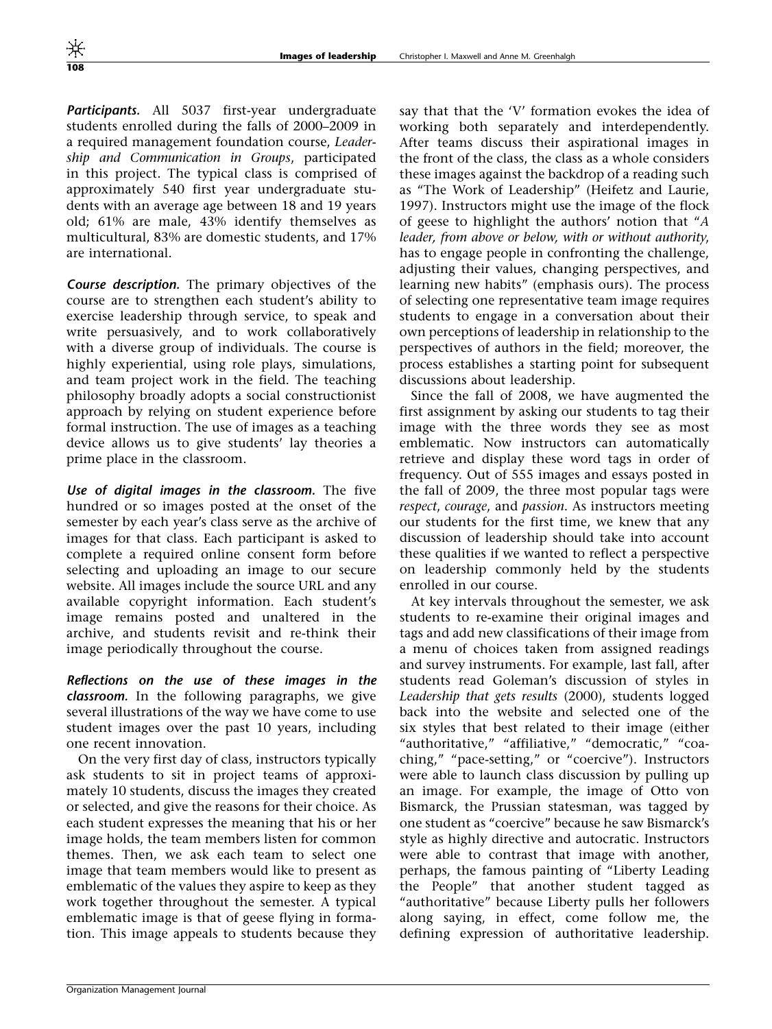***Participants.*** All 5037 first-year undergraduate students enrolled during the falls of 2000–2009 in a required management foundation course, *Leadership and Communication in Groups*, participated in this project. The typical class is comprised of approximately 540 first year undergraduate students with an average age between 18 and 19 years old; 61% are male, 43% identify themselves as multicultural, 83% are domestic students, and 17% are international.

***Course description.*** The primary objectives of the course are to strengthen each student's ability to exercise leadership through service, to speak and write persuasively, and to work collaboratively with a diverse group of individuals. The course is highly experiential, using role plays, simulations, and team project work in the field. The teaching philosophy broadly adopts a social constructionist approach by relying on student experience before formal instruction. The use of images as a teaching device allows us to give students' lay theories a prime place in the classroom.

***Use of digital images in the classroom.*** The five hundred or so images posted at the onset of the semester by each year's class serve as the archive of images for that class. Each participant is asked to complete a required online consent form before selecting and uploading an image to our secure website. All images include the source URL and any available copyright information. Each student's image remains posted and unaltered in the archive, and students revisit and re-think their image periodically throughout the course.

***Reflections on the use of these images in the classroom.*** In the following paragraphs, we give several illustrations of the way we have come to use student images over the past 10 years, including one recent innovation.

On the very first day of class, instructors typically ask students to sit in project teams of approximately 10 students, discuss the images they created or selected, and give the reasons for their choice. As each student expresses the meaning that his or her image holds, the team members listen for common themes. Then, we ask each team to select one image that team members would like to present as emblematic of the values they aspire to keep as they work together throughout the semester. A typical emblematic image is that of geese flying in formation. This image appeals to students because they say that that the 'V' formation evokes the idea of working both separately and interdependently. After teams discuss their aspirational images in the front of the class, the class as a whole considers these images against the backdrop of a reading such as "The Work of Leadership" (Heifetz and Laurie, 1997). Instructors might use the image of the flock of geese to highlight the authors' notion that "*A leader, from above or below, with or without authority*, has to engage people in confronting the challenge, adjusting their values, changing perspectives, and learning new habits" (emphasis ours). The process of selecting one representative team image requires students to engage in a conversation about their own perceptions of leadership in relationship to the perspectives of authors in the field; moreover, the process establishes a starting point for subsequent discussions about leadership.

Since the fall of 2008, we have augmented the first assignment by asking our students to tag their image with the three words they see as most emblematic. Now instructors can automatically retrieve and display these word tags in order of frequency. Out of 555 images and essays posted in the fall of 2009, the three most popular tags were *respect*, *courage*, and *passion*. As instructors meeting our students for the first time, we knew that any discussion of leadership should take into account these qualities if we wanted to reflect a perspective on leadership commonly held by the students enrolled in our course.

At key intervals throughout the semester, we ask students to re-examine their original images and tags and add new classifications of their image from a menu of choices taken from assigned readings and survey instruments. For example, last fall, after students read Goleman's discussion of styles in *Leadership that gets results* (2000), students logged back into the website and selected one of the six styles that best related to their image (either "authoritative," "affiliative," "democratic," "coaching," "pace-setting," or "coercive"). Instructors were able to launch class discussion by pulling up an image. For example, the image of Otto von Bismarck, the Prussian statesman, was tagged by one student as "coercive" because he saw Bismarck's style as highly directive and autocratic. Instructors were able to contrast that image with another, perhaps, the famous painting of "Liberty Leading the People" that another student tagged as "authoritative" because Liberty pulls her followers along saying, in effect, come follow me, the defining expression of authoritative leadership.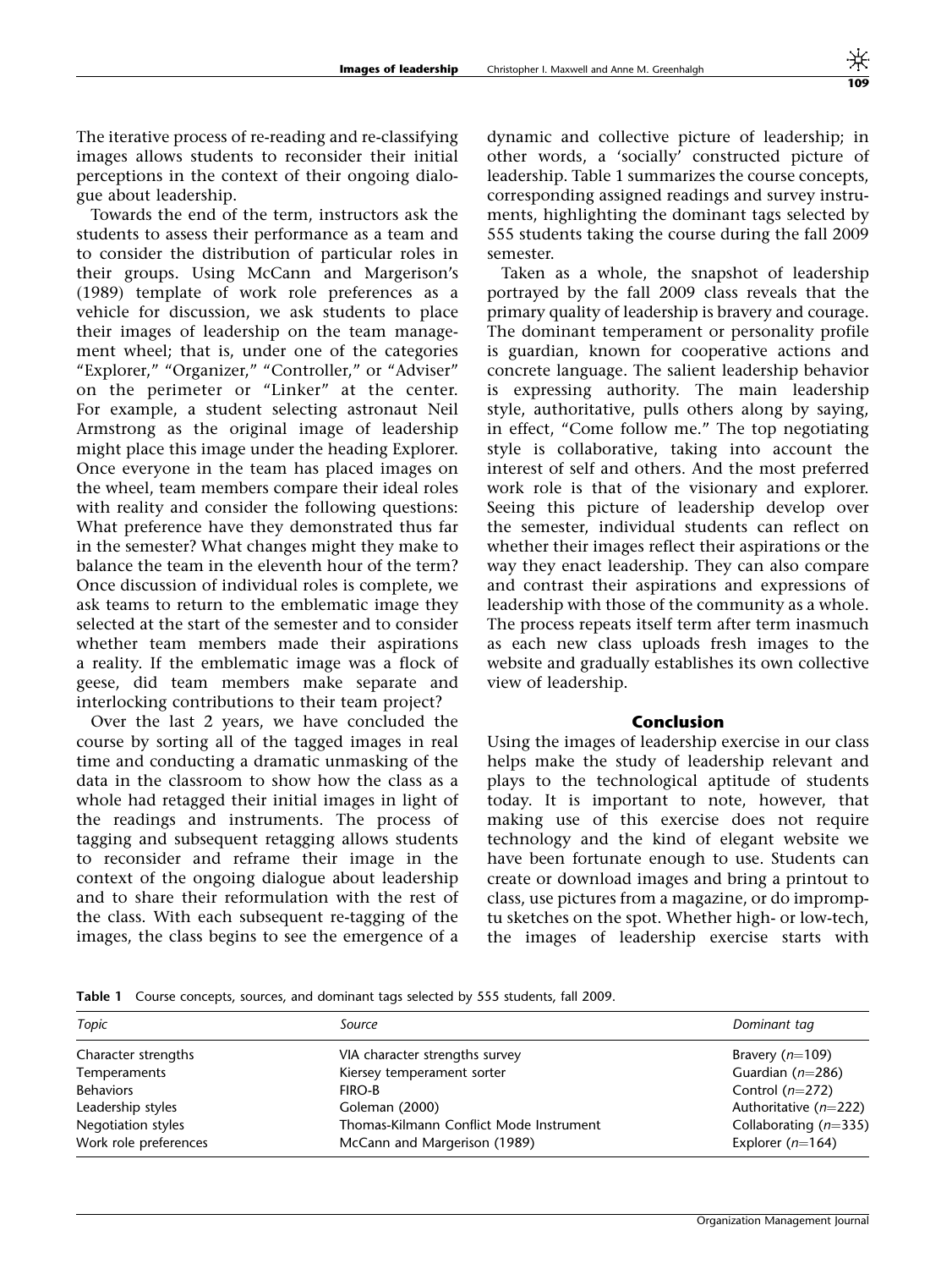The iterative process of re-reading and re-classifying images allows students to reconsider their initial perceptions in the context of their ongoing dialogue about leadership.

Towards the end of the term, instructors ask the students to assess their performance as a team and to consider the distribution of particular roles in their groups. Using McCann and Margerison's (1989) template of work role preferences as a vehicle for discussion, we ask students to place their images of leadership on the team management wheel; that is, under one of the categories "Explorer," "Organizer," "Controller," or "Adviser" on the perimeter or "Linker" at the center. For example, a student selecting astronaut Neil Armstrong as the original image of leadership might place this image under the heading Explorer. Once everyone in the team has placed images on the wheel, team members compare their ideal roles with reality and consider the following questions: What preference have they demonstrated thus far in the semester? What changes might they make to balance the team in the eleventh hour of the term? Once discussion of individual roles is complete, we ask teams to return to the emblematic image they selected at the start of the semester and to consider whether team members made their aspirations a reality. If the emblematic image was a flock of geese, did team members make separate and interlocking contributions to their team project?

Over the last 2 years, we have concluded the course by sorting all of the tagged images in real time and conducting a dramatic unmasking of the data in the classroom to show how the class as a whole had retagged their initial images in light of the readings and instruments. The process of tagging and subsequent retagging allows students to reconsider and reframe their image in the context of the ongoing dialogue about leadership and to share their reformulation with the rest of the class. With each subsequent re-tagging of the images, the class begins to see the emergence of a dynamic and collective picture of leadership; in other words, a 'socially' constructed picture of leadership. Table 1 summarizes the course concepts, corresponding assigned readings and survey instruments, highlighting the dominant tags selected by 555 students taking the course during the fall 2009 semester.

Taken as a whole, the snapshot of leadership portrayed by the fall 2009 class reveals that the primary quality of leadership is bravery and courage. The dominant temperament or personality profile is guardian, known for cooperative actions and concrete language. The salient leadership behavior is expressing authority. The main leadership style, authoritative, pulls others along by saying, in effect, "Come follow me." The top negotiating style is collaborative, taking into account the interest of self and others. And the most preferred work role is that of the visionary and explorer. Seeing this picture of leadership develop over the semester, individual students can reflect on whether their images reflect their aspirations or the way they enact leadership. They can also compare and contrast their aspirations and expressions of leadership with those of the community as a whole. The process repeats itself term after term inasmuch as each new class uploads fresh images to the website and gradually establishes its own collective view of leadership.

## Conclusion

Using the images of leadership exercise in our class helps make the study of leadership relevant and plays to the technological aptitude of students today. It is important to note, however, that making use of this exercise does not require technology and the kind of elegant website we have been fortunate enough to use. Students can create or download images and bring a printout to class, use pictures from a magazine, or do impromptu sketches on the spot. Whether high- or low-tech, the images of leadership exercise starts with

**Table 1** Course concepts, sources, and dominant tags selected by 555 students, fall 2009.

| *Topic* | *Source* | *Dominant tag* |
|---|---|---|
| Character strengths | VIA character strengths survey | Bravery ($n$=109) |
| Temperaments | Kiersey temperament sorter | Guardian ($n$=286) |
| Behaviors | FIRO-B | Control ($n$=272) |
| Leadership styles | Goleman (2000) | Authoritative ($n$=222) |
| Negotiation styles | Thomas-Kilmann Conflict Mode Instrument | Collaborating ($n$=335) |
| Work role preferences | McCann and Margerison (1989) | Explorer ($n$=164) |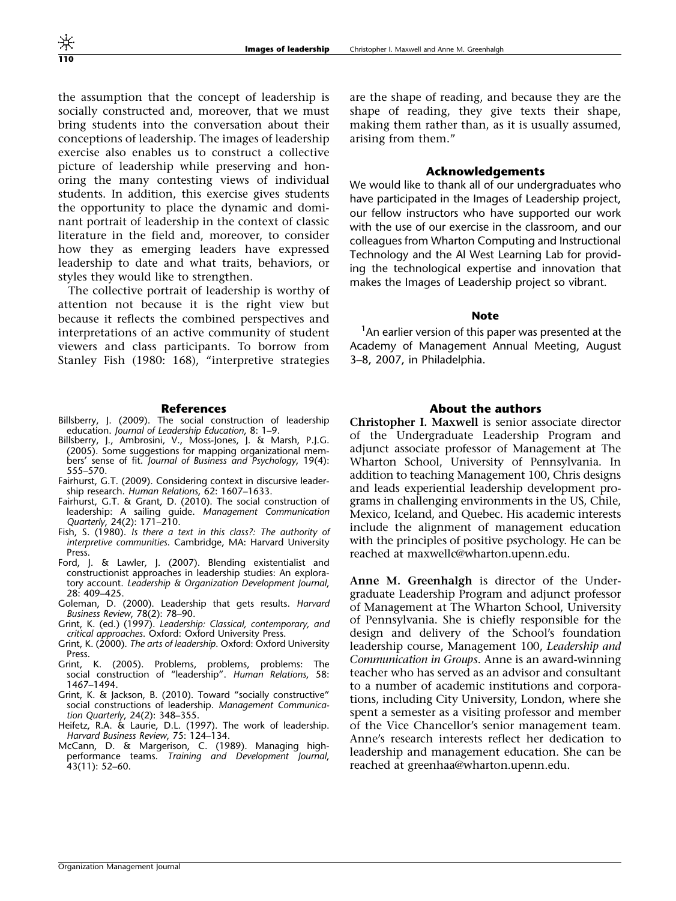the assumption that the concept of leadership is socially constructed and, moreover, that we must bring students into the conversation about their conceptions of leadership. The images of leadership exercise also enables us to construct a collective picture of leadership while preserving and honoring the many contesting views of individual students. In addition, this exercise gives students the opportunity to place the dynamic and dominant portrait of leadership in the context of classic literature in the field and, moreover, to consider how they as emerging leaders have expressed leadership to date and what traits, behaviors, or styles they would like to strengthen.

The collective portrait of leadership is worthy of attention not because it is the right view but because it reflects the combined perspectives and interpretations of an active community of student viewers and class participants. To borrow from Stanley Fish (1980: 168), "interpretive strategies are the shape of reading, and because they are the shape of reading, they give texts their shape, making them rather than, as it is usually assumed, arising from them."

## Acknowledgements

We would like to thank all of our undergraduates who have participated in the Images of Leadership project, our fellow instructors who have supported our work with the use of our exercise in the classroom, and our colleagues from Wharton Computing and Instructional Technology and the Al West Learning Lab for providing the technological expertise and innovation that makes the Images of Leadership project so vibrant.

## Note

[1]An earlier version of this paper was presented at the Academy of Management Annual Meeting, August 3–8, 2007, in Philadelphia.

## References

Billsberry, J. (2009). The social construction of leadership education. *Journal of Leadership Education*, 8: 1–9.

Billsberry, J., Ambrosini, V., Moss-Jones, J. & Marsh, P.J.G. (2005). Some suggestions for mapping organizational members' sense of fit. *Journal of Business and Psychology*, 19(4): 555–570.

Fairhurst, G.T. (2009). Considering context in discursive leadership research. *Human Relations*, 62: 1607–1633.

Fairhurst, G.T. & Grant, D. (2010). The social construction of leadership: A sailing guide. *Management Communication Quarterly*, 24(2): 171–210.

Fish, S. (1980). *Is there a text in this class?: The authority of interpretive communities*. Cambridge, MA: Harvard University Press.

Ford, J. & Lawler, J. (2007). Blending existentialist and constructionist approaches in leadership studies: An exploratory account. *Leadership & Organization Development Journal*, 28: 409–425.

Goleman, D. (2000). Leadership that gets results. *Harvard Business Review*, 78(2): 78–90.

Grint, K. (ed.) (1997). *Leadership: Classical, contemporary, and critical approaches*. Oxford: Oxford University Press.

Grint, K. (2000). *The arts of leadership*. Oxford: Oxford University Press.

Grint, K. (2005). Problems, problems, problems: The social construction of "leadership". *Human Relations*, 58: 1467–1494.

Grint, K. & Jackson, B. (2010). Toward "socially constructive" social constructions of leadership. *Management Communication Quarterly*, 24(2): 348–355.

Heifetz, R.A. & Laurie, D.L. (1997). The work of leadership. *Harvard Business Review*, 75: 124–134.

McCann, D. & Margerison, C. (1989). Managing high-performance teams. *Training and Development Journal*, 43(11): 52–60.

## About the authors

**Christopher I. Maxwell** is senior associate director of the Undergraduate Leadership Program and adjunct associate professor of Management at The Wharton School, University of Pennsylvania. In addition to teaching Management 100, Chris designs and leads experiential leadership development programs in challenging environments in the US, Chile, Mexico, Iceland, and Quebec. His academic interests include the alignment of management education with the principles of positive psychology. He can be reached at maxwellc@wharton.upenn.edu.

**Anne M. Greenhalgh** is director of the Undergraduate Leadership Program and adjunct professor of Management at The Wharton School, University of Pennsylvania. She is chiefly responsible for the design and delivery of the School's foundation leadership course, Management 100, *Leadership and Communication in Groups*. Anne is an award-winning teacher who has served as an advisor and consultant to a number of academic institutions and corporations, including City University, London, where she spent a semester as a visiting professor and member of the Vice Chancellor's senior management team. Anne's research interests reflect her dedication to leadership and management education. She can be reached at greenhaa@wharton.upenn.edu.